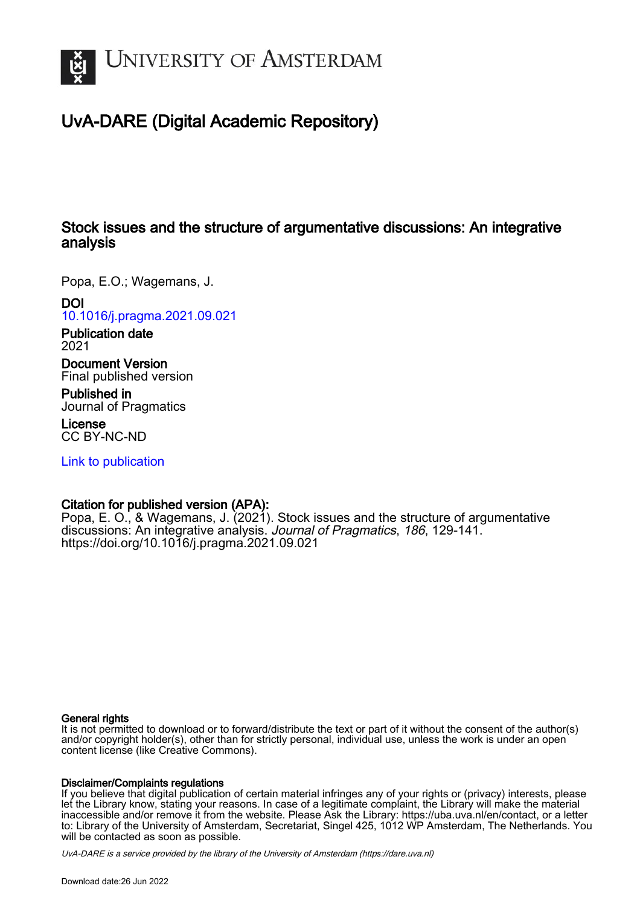# University of Amsterdam

## UvA-DARE (Digital Academic Repository)

### Stock issues and the structure of argumentative discussions: An integrative analysis

Popa, E.O.; Wagemans, J.

**DOI**
10.1016/j.pragma.2021.09.021

**Publication date**
2021

**Document Version**
Final published version

**Published in**
Journal of Pragmatics

**License**
CC BY-NC-ND

Link to publication

**Citation for published version (APA):**
Popa, E. O., & Wagemans, J. (2021). Stock issues and the structure of argumentative discussions: An integrative analysis. *Journal of Pragmatics*, *186*, 129-141. https://doi.org/10.1016/j.pragma.2021.09.021

**General rights**
It is not permitted to download or to forward/distribute the text or part of it without the consent of the author(s) and/or copyright holder(s), other than for strictly personal, individual use, unless the work is under an open content license (like Creative Commons).

**Disclaimer/Complaints regulations**
If you believe that digital publication of certain material infringes any of your rights or (privacy) interests, please let the Library know, stating your reasons. In case of a legitimate complaint, the Library will make the material inaccessible and/or remove it from the website. Please Ask the Library: https://uba.uva.nl/en/contact, or a letter to: Library of the University of Amsterdam, Secretariat, Singel 425, 1012 WP Amsterdam, The Netherlands. You will be contacted as soon as possible.

UvA-DARE is a service provided by the library of the University of Amsterdam (https://dare.uva.nl)

Download date:26 Jun 2022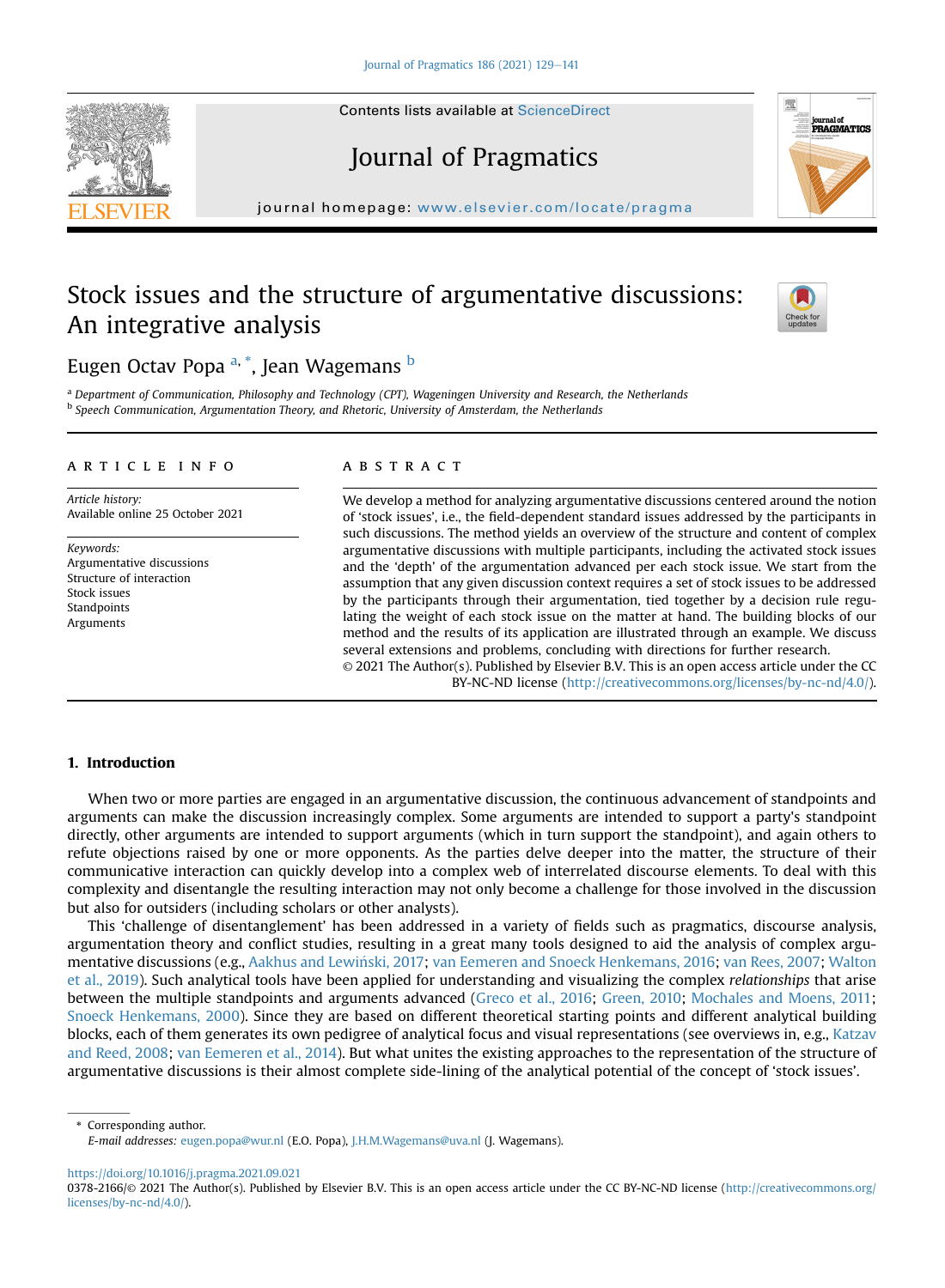# Stock issues and the structure of argumentative discussions: An integrative analysis

Eugen Octav Popa [a,*], Jean Wagemans [b]

[a] Department of Communication, Philosophy and Technology (CPT), Wageningen University and Research, the Netherlands
[b] Speech Communication, Argumentation Theory, and Rhetoric, University of Amsterdam, the Netherlands

## ARTICLE INFO

*Article history:*
Available online 25 October 2021

*Keywords:*
Argumentative discussions
Structure of interaction
Stock issues
Standpoints
Arguments

## ABSTRACT

We develop a method for analyzing argumentative discussions centered around the notion of 'stock issues', i.e., the field-dependent standard issues addressed by the participants in such discussions. The method yields an overview of the structure and content of complex argumentative discussions with multiple participants, including the activated stock issues and the 'depth' of the argumentation advanced per each stock issue. We start from the assumption that any given discussion context requires a set of stock issues to be addressed by the participants through their argumentation, tied together by a decision rule regulating the weight of each stock issue on the matter at hand. The building blocks of our method and the results of its application are illustrated through an example. We discuss several extensions and problems, concluding with directions for further research.

© 2021 The Author(s). Published by Elsevier B.V. This is an open access article under the CC BY-NC-ND license (http://creativecommons.org/licenses/by-nc-nd/4.0/).

## 1. Introduction

When two or more parties are engaged in an argumentative discussion, the continuous advancement of standpoints and arguments can make the discussion increasingly complex. Some arguments are intended to support a party's standpoint directly, other arguments are intended to support arguments (which in turn support the standpoint), and again others to refute objections raised by one or more opponents. As the parties delve deeper into the matter, the structure of their communicative interaction can quickly develop into a complex web of interrelated discourse elements. To deal with this complexity and disentangle the resulting interaction may not only become a challenge for those involved in the discussion but also for outsiders (including scholars or other analysts).

This 'challenge of disentanglement' has been addressed in a variety of fields such as pragmatics, discourse analysis, argumentation theory and conflict studies, resulting in a great many tools designed to aid the analysis of complex argumentative discussions (e.g., Aakhus and Lewiński, 2017; van Eemeren and Snoeck Henkemans, 2016; van Rees, 2007; Walton et al., 2019). Such analytical tools have been applied for understanding and visualizing the complex *relationships* that arise between the multiple standpoints and arguments advanced (Greco et al., 2016; Green, 2010; Mochales and Moens, 2011; Snoeck Henkemans, 2000). Since they are based on different theoretical starting points and different analytical building blocks, each of them generates its own pedigree of analytical focus and visual representations (see overviews in, e.g., Katzav and Reed, 2008; van Eemeren et al., 2014). But what unites the existing approaches to the representation of the structure of argumentative discussions is their almost complete side-lining of the analytical potential of the concept of 'stock issues'.

\* Corresponding author.
*E-mail addresses:* eugen.popa@wur.nl (E.O. Popa), J.H.M.Wagemans@uva.nl (J. Wagemans).

https://doi.org/10.1016/j.pragma.2021.09.021
0378-2166/© 2021 The Author(s). Published by Elsevier B.V. This is an open access article under the CC BY-NC-ND license (http://creativecommons.org/licenses/by-nc-nd/4.0/).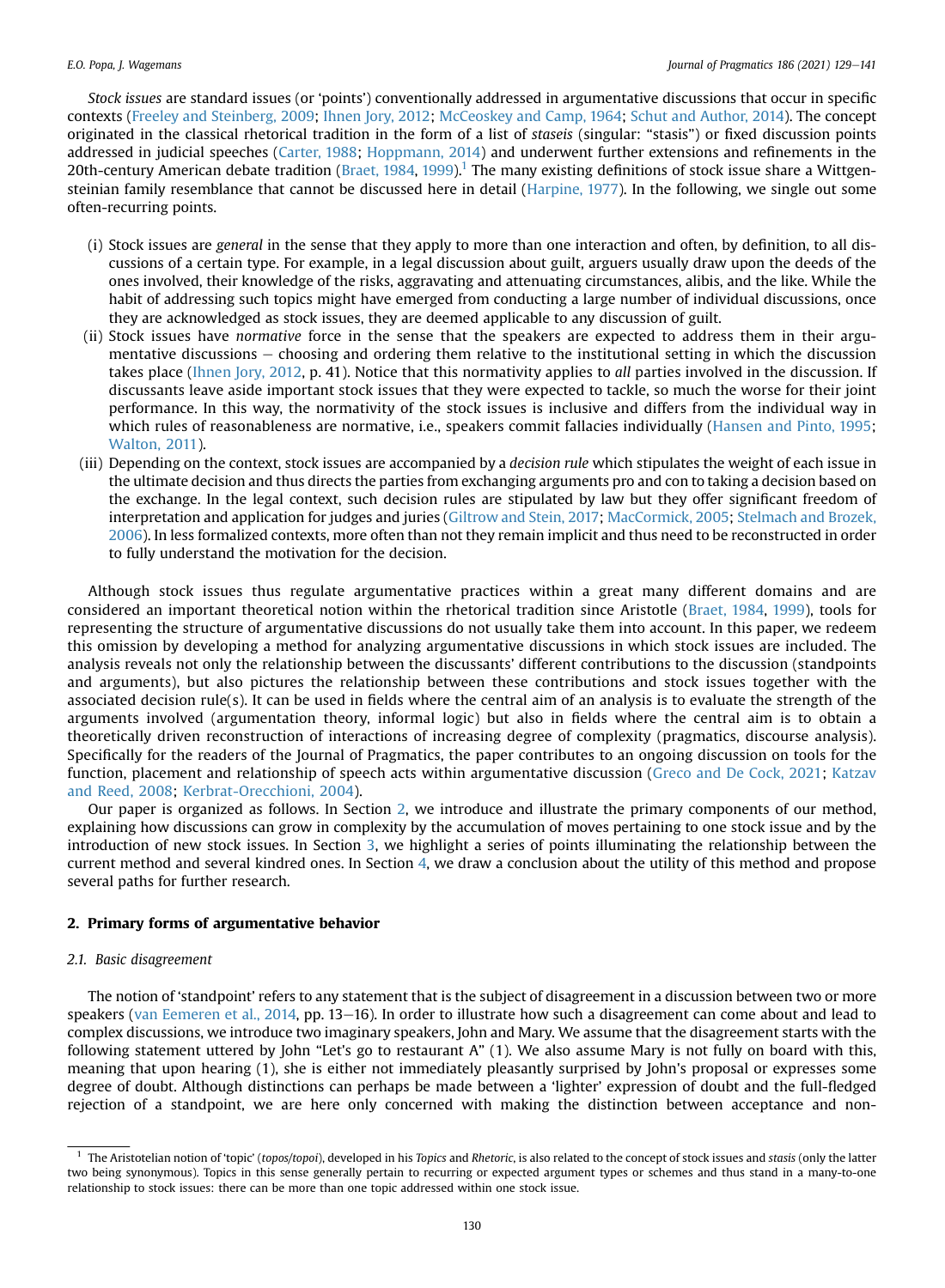*Stock issues* are standard issues (or 'points') conventionally addressed in argumentative discussions that occur in specific contexts (Freeley and Steinberg, 2009; Ihnen Jory, 2012; McCeoskey and Camp, 1964; Schut and Author, 2014). The concept originated in the classical rhetorical tradition in the form of a list of *staseis* (singular: "stasis") or fixed discussion points addressed in judicial speeches (Carter, 1988; Hoppmann, 2014) and underwent further extensions and refinements in the 20th-century American debate tradition (Braet, 1984, 1999).[1] The many existing definitions of stock issue share a Wittgensteinian family resemblance that cannot be discussed here in detail (Harpine, 1977). In the following, we single out some often-recurring points.

(i) Stock issues are *general* in the sense that they apply to more than one interaction and often, by definition, to all discussions of a certain type. For example, in a legal discussion about guilt, arguers usually draw upon the deeds of the ones involved, their knowledge of the risks, aggravating and attenuating circumstances, alibis, and the like. While the habit of addressing such topics might have emerged from conducting a large number of individual discussions, once they are acknowledged as stock issues, they are deemed applicable to any discussion of guilt.

(ii) Stock issues have *normative* force in the sense that the speakers are expected to address them in their argumentative discussions – choosing and ordering them relative to the institutional setting in which the discussion takes place (Ihnen Jory, 2012, p. 41). Notice that this normativity applies to *all* parties involved in the discussion. If discussants leave aside important stock issues that they were expected to tackle, so much the worse for their joint performance. In this way, the normativity of the stock issues is inclusive and differs from the individual way in which rules of reasonableness are normative, i.e., speakers commit fallacies individually (Hansen and Pinto, 1995; Walton, 2011).

(iii) Depending on the context, stock issues are accompanied by a *decision rule* which stipulates the weight of each issue in the ultimate decision and thus directs the parties from exchanging arguments pro and con to taking a decision based on the exchange. In the legal context, such decision rules are stipulated by law but they offer significant freedom of interpretation and application for judges and juries (Giltrow and Stein, 2017; MacCormick, 2005; Stelmach and Brozek, 2006). In less formalized contexts, more often than not they remain implicit and thus need to be reconstructed in order to fully understand the motivation for the decision.

Although stock issues thus regulate argumentative practices within a great many different domains and are considered an important theoretical notion within the rhetorical tradition since Aristotle (Braet, 1984, 1999), tools for representing the structure of argumentative discussions do not usually take them into account. In this paper, we redeem this omission by developing a method for analyzing argumentative discussions in which stock issues are included. The analysis reveals not only the relationship between the discussants' different contributions to the discussion (standpoints and arguments), but also pictures the relationship between these contributions and stock issues together with the associated decision rule(s). It can be used in fields where the central aim of an analysis is to evaluate the strength of the arguments involved (argumentation theory, informal logic) but also in fields where the central aim is to obtain a theoretically driven reconstruction of interactions of increasing degree of complexity (pragmatics, discourse analysis). Specifically for the readers of the Journal of Pragmatics, the paper contributes to an ongoing discussion on tools for the function, placement and relationship of speech acts within argumentative discussion (Greco and De Cock, 2021; Katzav and Reed, 2008; Kerbrat-Orecchioni, 2004).

Our paper is organized as follows. In Section 2, we introduce and illustrate the primary components of our method, explaining how discussions can grow in complexity by the accumulation of moves pertaining to one stock issue and by the introduction of new stock issues. In Section 3, we highlight a series of points illuminating the relationship between the current method and several kindred ones. In Section 4, we draw a conclusion about the utility of this method and propose several paths for further research.

## 2. Primary forms of argumentative behavior

### 2.1. Basic disagreement

The notion of 'standpoint' refers to any statement that is the subject of disagreement in a discussion between two or more speakers (van Eemeren et al., 2014, pp. 13–16). In order to illustrate how such a disagreement can come about and lead to complex discussions, we introduce two imaginary speakers, John and Mary. We assume that the disagreement starts with the following statement uttered by John "Let's go to restaurant A" (1). We also assume Mary is not fully on board with this, meaning that upon hearing (1), she is either not immediately pleasantly surprised by John's proposal or expresses some degree of doubt. Although distinctions can perhaps be made between a 'lighter' expression of doubt and the full-fledged rejection of a standpoint, we are here only concerned with making the distinction between acceptance and non-

[1] The Aristotelian notion of 'topic' (*topos*/*topoi*), developed in his *Topics* and *Rhetoric*, is also related to the concept of stock issues and *stasis* (only the latter two being synonymous). Topics in this sense generally pertain to recurring or expected argument types or schemes and thus stand in a many-to-one relationship to stock issues: there can be more than one topic addressed within one stock issue.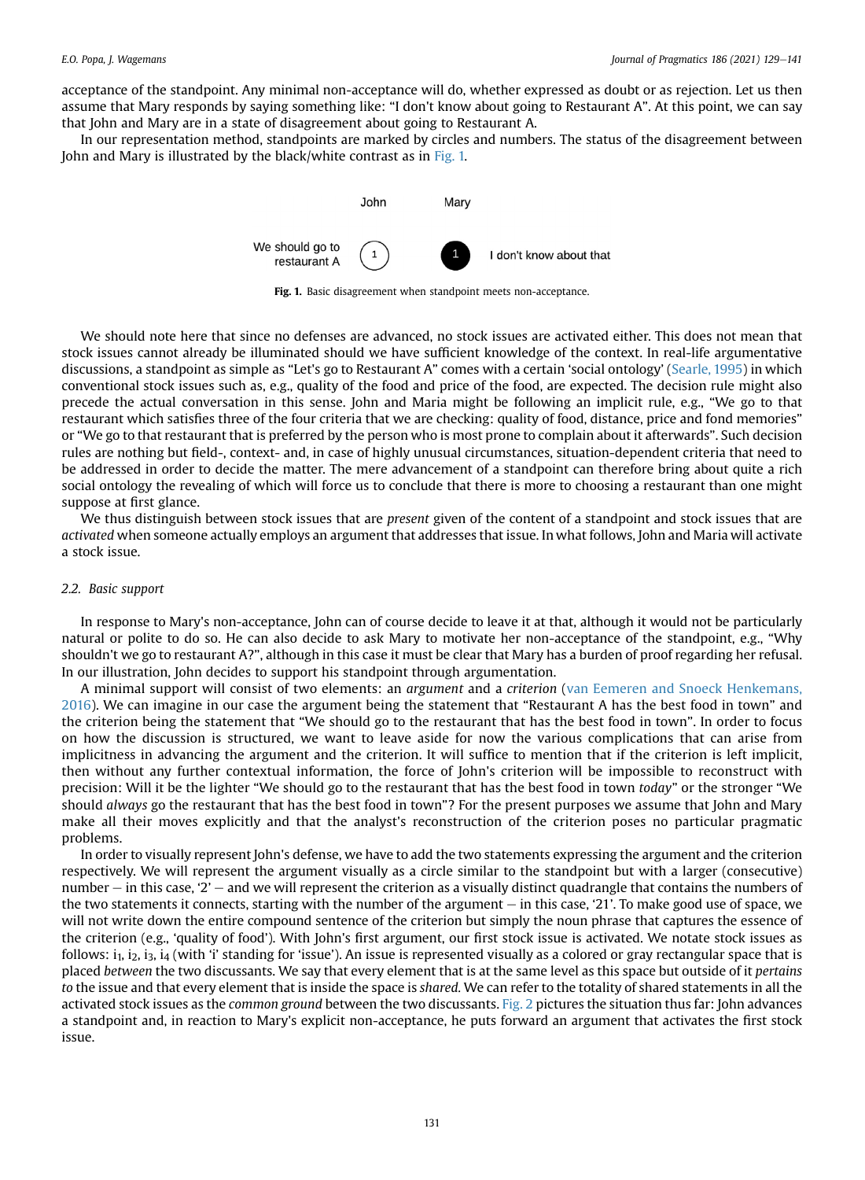acceptance of the standpoint. Any minimal non-acceptance will do, whether expressed as doubt or as rejection. Let us then assume that Mary responds by saying something like: "I don't know about going to Restaurant A". At this point, we can say that John and Mary are in a state of disagreement about going to Restaurant A.

In our representation method, standpoints are marked by circles and numbers. The status of the disagreement between John and Mary is illustrated by the black/white contrast as in Fig. 1.

| | John | Mary | |
|---|---|---|---|
| We should go to restaurant A | 1 | 1 | I don't know about that |

**Fig. 1.** Basic disagreement when standpoint meets non-acceptance.

We should note here that since no defenses are advanced, no stock issues are activated either. This does not mean that stock issues cannot already be illuminated should we have sufficient knowledge of the context. In real-life argumentative discussions, a standpoint as simple as "Let's go to Restaurant A" comes with a certain 'social ontology' (Searle, 1995) in which conventional stock issues such as, e.g., quality of the food and price of the food, are expected. The decision rule might also precede the actual conversation in this sense. John and Maria might be following an implicit rule, e.g., "We go to that restaurant which satisfies three of the four criteria that we are checking: quality of food, distance, price and fond memories" or "We go to that restaurant that is preferred by the person who is most prone to complain about it afterwards". Such decision rules are nothing but field-, context- and, in case of highly unusual circumstances, situation-dependent criteria that need to be addressed in order to decide the matter. The mere advancement of a standpoint can therefore bring about quite a rich social ontology the revealing of which will force us to conclude that there is more to choosing a restaurant than one might suppose at first glance.

We thus distinguish between stock issues that are *present* given of the content of a standpoint and stock issues that are *activated* when someone actually employs an argument that addresses that issue. In what follows, John and Maria will activate a stock issue.

### 2.2. Basic support

In response to Mary's non-acceptance, John can of course decide to leave it at that, although it would not be particularly natural or polite to do so. He can also decide to ask Mary to motivate her non-acceptance of the standpoint, e.g., "Why shouldn't we go to restaurant A?", although in this case it must be clear that Mary has a burden of proof regarding her refusal. In our illustration, John decides to support his standpoint through argumentation.

A minimal support will consist of two elements: an *argument* and a *criterion* (van Eemeren and Snoeck Henkemans, 2016). We can imagine in our case the argument being the statement that "Restaurant A has the best food in town" and the criterion being the statement that "We should go to the restaurant that has the best food in town". In order to focus on how the discussion is structured, we want to leave aside for now the various complications that can arise from implicitness in advancing the argument and the criterion. It will suffice to mention that if the criterion is left implicit, then without any further contextual information, the force of John's criterion will be impossible to reconstruct with precision: Will it be the lighter "We should go to the restaurant that has the best food in town *today*" or the stronger "We should *always* go the restaurant that has the best food in town"? For the present purposes we assume that John and Mary make all their moves explicitly and that the analyst's reconstruction of the criterion poses no particular pragmatic problems.

In order to visually represent John's defense, we have to add the two statements expressing the argument and the criterion respectively. We will represent the argument visually as a circle similar to the standpoint but with a larger (consecutive) number – in this case, '2' – and we will represent the criterion as a visually distinct quadrangle that contains the numbers of the two statements it connects, starting with the number of the argument – in this case, '21'. To make good use of space, we will not write down the entire compound sentence of the criterion but simply the noun phrase that captures the essence of the criterion (e.g., 'quality of food'). With John's first argument, our first stock issue is activated. We notate stock issues as follows: $i_1$, $i_2$, $i_3$, $i_4$ (with 'i' standing for 'issue'). An issue is represented visually as a colored or gray rectangular space that is placed *between* the two discussants. We say that every element that is at the same level as this space but outside of it *pertains to* the issue and that every element that is inside the space is *shared*. We can refer to the totality of shared statements in all the activated stock issues as the *common ground* between the two discussants. Fig. 2 pictures the situation thus far: John advances a standpoint and, in reaction to Mary's explicit non-acceptance, he puts forward an argument that activates the first stock issue.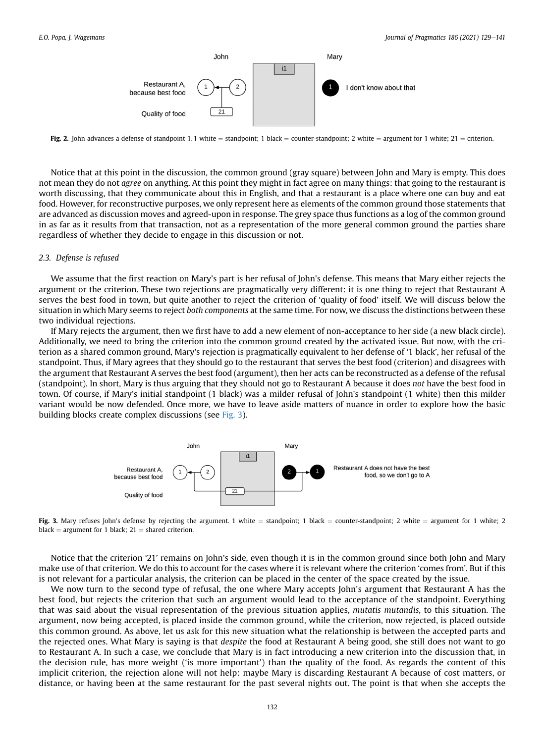**Fig. 2.** John advances a defense of standpoint 1. 1 white = standpoint; 1 black = counter-standpoint; 2 white = argument for 1 white; 21 = criterion.

Notice that at this point in the discussion, the common ground (gray square) between John and Mary is empty. This does not mean they do not *agree* on anything. At this point they might in fact agree on many things: that going to the restaurant is worth discussing, that they communicate about this in English, and that a restaurant is a place where one can buy and eat food. However, for reconstructive purposes, we only represent here as elements of the common ground those statements that are advanced as discussion moves and agreed-upon in response. The grey space thus functions as a log of the common ground in as far as it results from that transaction, not as a representation of the more general common ground the parties share regardless of whether they decide to engage in this discussion or not.

### 2.3. Defense is refused

We assume that the first reaction on Mary's part is her refusal of John's defense. This means that Mary either rejects the argument or the criterion. These two rejections are pragmatically very different: it is one thing to reject that Restaurant A serves the best food in town, but quite another to reject the criterion of 'quality of food' itself. We will discuss below the situation in which Mary seems to reject *both components* at the same time. For now, we discuss the distinctions between these two individual rejections.

If Mary rejects the argument, then we first have to add a new element of non-acceptance to her side (a new black circle). Additionally, we need to bring the criterion into the common ground created by the activated issue. But now, with the criterion as a shared common ground, Mary's rejection is pragmatically equivalent to her defense of '1 black', her refusal of the standpoint. Thus, if Mary agrees that they should go to the restaurant that serves the best food (criterion) and disagrees with the argument that Restaurant A serves the best food (argument), then her acts can be reconstructed as a defense of the refusal (standpoint). In short, Mary is thus arguing that they should not go to Restaurant A because it does *not* have the best food in town. Of course, if Mary's initial standpoint (1 black) was a milder refusal of John's standpoint (1 white) then this milder variant would be now defended. Once more, we have to leave aside matters of nuance in order to explore how the basic building blocks create complex discussions (see Fig. 3).

**Fig. 3.** Mary refuses John's defense by rejecting the argument. 1 white = standpoint; 1 black = counter-standpoint; 2 white = argument for 1 white; 2 black = argument for 1 black; 21 = shared criterion.

Notice that the criterion '21' remains on John's side, even though it is in the common ground since both John and Mary make use of that criterion. We do this to account for the cases where it is relevant where the criterion 'comes from'. But if this is not relevant for a particular analysis, the criterion can be placed in the center of the space created by the issue.

We now turn to the second type of refusal, the one where Mary accepts John's argument that Restaurant A has the best food, but rejects the criterion that such an argument would lead to the acceptance of the standpoint. Everything that was said about the visual representation of the previous situation applies, *mutatis mutandis,* to this situation. The argument, now being accepted, is placed inside the common ground, while the criterion, now rejected, is placed outside this common ground. As above, let us ask for this new situation what the relationship is between the accepted parts and the rejected ones. What Mary is saying is that *despite* the food at Restaurant A being good, she still does not want to go to Restaurant A. In such a case, we conclude that Mary is in fact introducing a new criterion into the discussion that, in the decision rule, has more weight ('is more important') than the quality of the food. As regards the content of this implicit criterion, the rejection alone will not help: maybe Mary is discarding Restaurant A because of cost matters, or distance, or having been at the same restaurant for the past several nights out. The point is that when she accepts the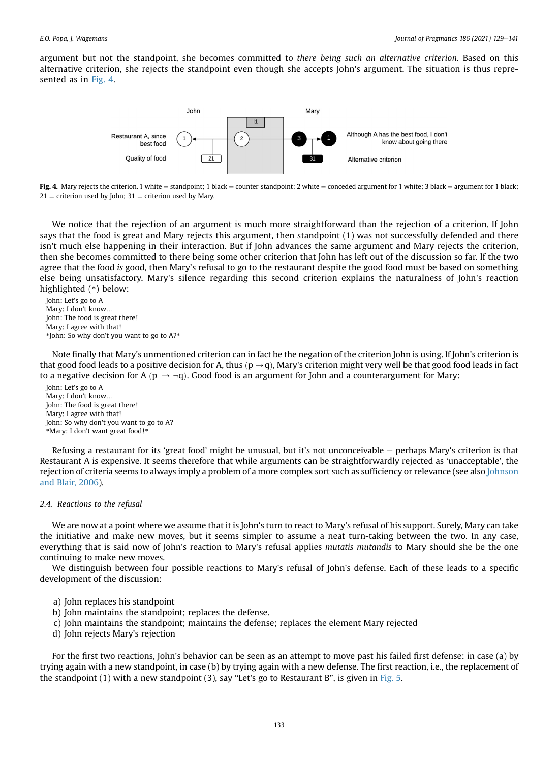argument but not the standpoint, she becomes committed to *there being such an alternative criterion*. Based on this alternative criterion, she rejects the standpoint even though she accepts John's argument. The situation is thus represented as in Fig. 4.

**Fig. 4.** Mary rejects the criterion. 1 white = standpoint; 1 black = counter-standpoint; 2 white = conceded argument for 1 white; 3 black = argument for 1 black; 21 = criterion used by John; 31 = criterion used by Mary.

We notice that the rejection of an argument is much more straightforward than the rejection of a criterion. If John says that the food is great and Mary rejects this argument, then standpoint (1) was not successfully defended and there isn't much else happening in their interaction. But if John advances the same argument and Mary rejects the criterion, then she becomes committed to there being some other criterion that John has left out of the discussion so far. If the two agree that the food *is* good, then Mary's refusal to go to the restaurant despite the good food must be based on something else being unsatisfactory. Mary's silence regarding this second criterion explains the naturalness of John's reaction highlighted (*) below:

John: Let's go to A
Mary: I don't know…
John: The food is great there!
Mary: I agree with that!
*John: So why don't you want to go to A?*

Note finally that Mary's unmentioned criterion can in fact be the negation of the criterion John is using. If John's criterion is that good food leads to a positive decision for A, thus $(p \rightarrow q)$, Mary's criterion might very well be that good food leads in fact to a negative decision for A $(p \rightarrow \neg q)$. Good food is an argument for John and a counterargument for Mary:

John: Let's go to A
Mary: I don't know…
John: The food is great there!
Mary: I agree with that!
John: So why don't you want to go to A?
*Mary: I don't want great food!*

Refusing a restaurant for its 'great food' might be unusual, but it's not unconceivable – perhaps Mary's criterion is that Restaurant A is expensive. It seems therefore that while arguments can be straightforwardly rejected as 'unacceptable', the rejection of criteria seems to always imply a problem of a more complex sort such as sufficiency or relevance (see also Johnson and Blair, 2006).

### 2.4. Reactions to the refusal

We are now at a point where we assume that it is John's turn to react to Mary's refusal of his support. Surely, Mary can take the initiative and make new moves, but it seems simpler to assume a neat turn-taking between the two. In any case, everything that is said now of John's reaction to Mary's refusal applies *mutatis mutandis* to Mary should she be the one continuing to make new moves.

We distinguish between four possible reactions to Mary's refusal of John's defense. Each of these leads to a specific development of the discussion:

a) John replaces his standpoint
b) John maintains the standpoint; replaces the defense.
c) John maintains the standpoint; maintains the defense; replaces the element Mary rejected
d) John rejects Mary's rejection

For the first two reactions, John's behavior can be seen as an attempt to move past his failed first defense: in case (a) by trying again with a new standpoint, in case (b) by trying again with a new defense. The first reaction, i.e., the replacement of the standpoint (1) with a new standpoint (3), say "Let's go to Restaurant B", is given in Fig. 5.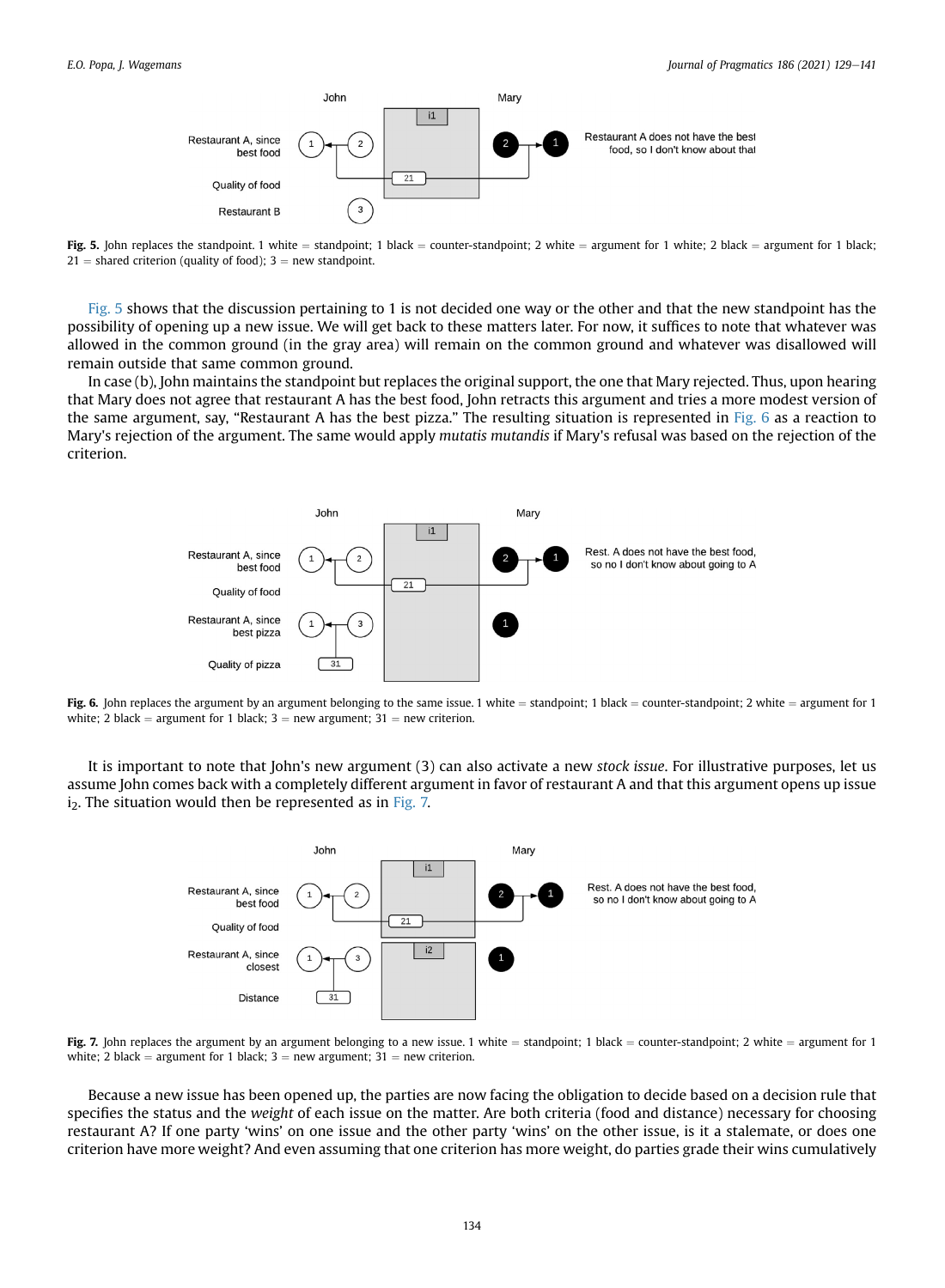**Fig. 5.** John replaces the standpoint. 1 white = standpoint; 1 black = counter-standpoint; 2 white = argument for 1 white; 2 black = argument for 1 black; 21 = shared criterion (quality of food); 3 = new standpoint.

Fig. 5 shows that the discussion pertaining to 1 is not decided one way or the other and that the new standpoint has the possibility of opening up a new issue. We will get back to these matters later. For now, it suffices to note that whatever was allowed in the common ground (in the gray area) will remain on the common ground and whatever was disallowed will remain outside that same common ground.

In case (b), John maintains the standpoint but replaces the original support, the one that Mary rejected. Thus, upon hearing that Mary does not agree that restaurant A has the best food, John retracts this argument and tries a more modest version of the same argument, say, “Restaurant A has the best pizza.” The resulting situation is represented in Fig. 6 as a reaction to Mary's rejection of the argument. The same would apply *mutatis mutandis* if Mary's refusal was based on the rejection of the criterion.

**Fig. 6.** John replaces the argument by an argument belonging to the same issue. 1 white = standpoint; 1 black = counter-standpoint; 2 white = argument for 1 white; 2 black = argument for 1 black; 3 = new argument; 31 = new criterion.

It is important to note that John's new argument (3) can also activate a new *stock issue*. For illustrative purposes, let us assume John comes back with a completely different argument in favor of restaurant A and that this argument opens up issue $i_2$. The situation would then be represented as in Fig. 7.

**Fig. 7.** John replaces the argument by an argument belonging to a new issue. 1 white = standpoint; 1 black = counter-standpoint; 2 white = argument for 1 white; 2 black = argument for 1 black; 3 = new argument; 31 = new criterion.

Because a new issue has been opened up, the parties are now facing the obligation to decide based on a decision rule that specifies the status and the *weight* of each issue on the matter. Are both criteria (food and distance) necessary for choosing restaurant A? If one party ‘wins’ on one issue and the other party ‘wins’ on the other issue, is it a stalemate, or does one criterion have more weight? And even assuming that one criterion has more weight, do parties grade their wins cumulatively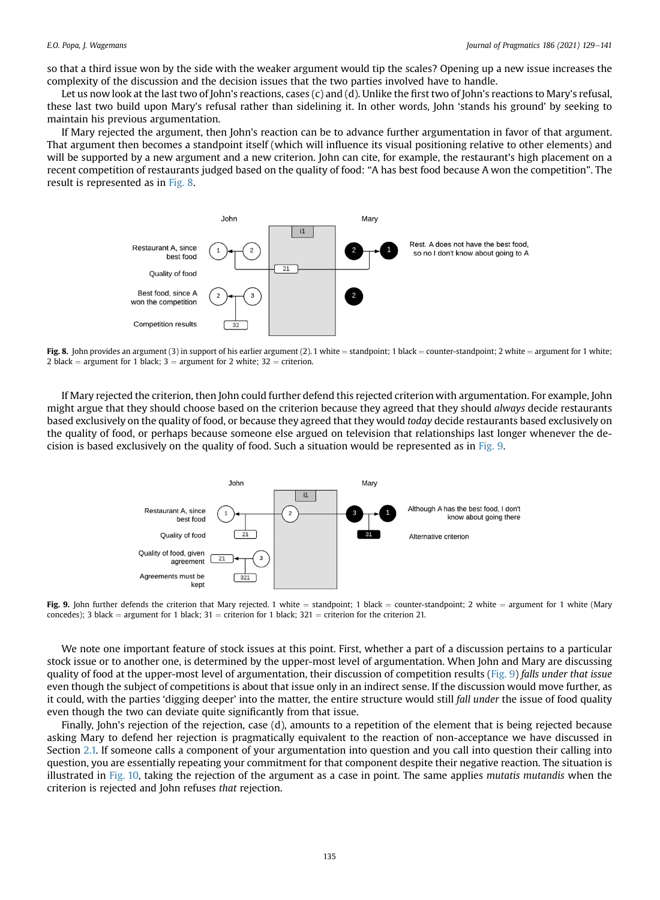so that a third issue won by the side with the weaker argument would tip the scales? Opening up a new issue increases the complexity of the discussion and the decision issues that the two parties involved have to handle.

Let us now look at the last two of John's reactions, cases (c) and (d). Unlike the first two of John's reactions to Mary's refusal, these last two build upon Mary's refusal rather than sidelining it. In other words, John 'stands his ground' by seeking to maintain his previous argumentation.

If Mary rejected the argument, then John's reaction can be to advance further argumentation in favor of that argument. That argument then becomes a standpoint itself (which will influence its visual positioning relative to other elements) and will be supported by a new argument and a new criterion. John can cite, for example, the restaurant's high placement on a recent competition of restaurants judged based on the quality of food: “A has best food because A won the competition”. The result is represented as in Fig. 8.

**Fig. 8.** John provides an argument (3) in support of his earlier argument (2). 1 white = standpoint; 1 black = counter-standpoint; 2 white = argument for 1 white; 2 black = argument for 1 black; 3 = argument for 2 white; 32 = criterion.

If Mary rejected the criterion, then John could further defend this rejected criterion with argumentation. For example, John might argue that they should choose based on the criterion because they agreed that they should *always* decide restaurants based exclusively on the quality of food, or because they agreed that they would *today* decide restaurants based exclusively on the quality of food, or perhaps because someone else argued on television that relationships last longer whenever the decision is based exclusively on the quality of food. Such a situation would be represented as in Fig. 9.

**Fig. 9.** John further defends the criterion that Mary rejected. 1 white = standpoint; 1 black = counter-standpoint; 2 white = argument for 1 white (Mary concedes); 3 black = argument for 1 black; 31 = criterion for 1 black; 321 = criterion for the criterion 21.

We note one important feature of stock issues at this point. First, whether a part of a discussion pertains to a particular stock issue or to another one, is determined by the upper-most level of argumentation. When John and Mary are discussing quality of food at the upper-most level of argumentation, their discussion of competition results (Fig. 9) *falls under that issue* even though the subject of competitions is about that issue only in an indirect sense. If the discussion would move further, as it could, with the parties 'digging deeper' into the matter, the entire structure would still *fall under* the issue of food quality even though the two can deviate quite significantly from that issue.

Finally, John's rejection of the rejection, case (d), amounts to a repetition of the element that is being rejected because asking Mary to defend her rejection is pragmatically equivalent to the reaction of non-acceptance we have discussed in Section 2.1. If someone calls a component of your argumentation into question and you call into question their calling into question, you are essentially repeating your commitment for that component despite their negative reaction. The situation is illustrated in Fig. 10, taking the rejection of the argument as a case in point. The same applies *mutatis mutandis* when the criterion is rejected and John refuses *that* rejection.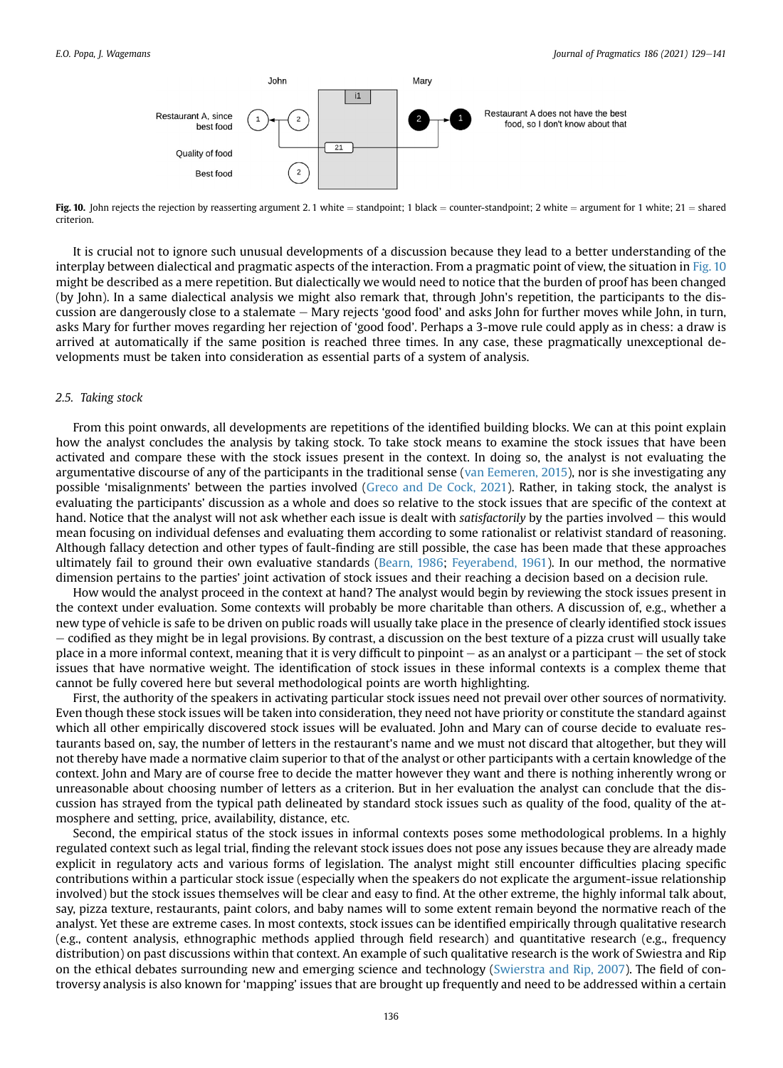Fig. 10. John rejects the rejection by reasserting argument 2. 1 white = standpoint; 1 black = counter-standpoint; 2 white = argument for 1 white; 21 = shared criterion.

It is crucial not to ignore such unusual developments of a discussion because they lead to a better understanding of the interplay between dialectical and pragmatic aspects of the interaction. From a pragmatic point of view, the situation in Fig. 10 might be described as a mere repetition. But dialectically we would need to notice that the burden of proof has been changed (by John). In a same dialectical analysis we might also remark that, through John's repetition, the participants to the discussion are dangerously close to a stalemate − Mary rejects 'good food' and asks John for further moves while John, in turn, asks Mary for further moves regarding her rejection of 'good food'. Perhaps a 3-move rule could apply as in chess: a draw is arrived at automatically if the same position is reached three times. In any case, these pragmatically unexceptional developments must be taken into consideration as essential parts of a system of analysis.

### 2.5. Taking stock

From this point onwards, all developments are repetitions of the identified building blocks. We can at this point explain how the analyst concludes the analysis by taking stock. To take stock means to examine the stock issues that have been activated and compare these with the stock issues present in the context. In doing so, the analyst is not evaluating the argumentative discourse of any of the participants in the traditional sense (van Eemeren, 2015), nor is she investigating any possible 'misalignments' between the parties involved (Greco and De Cock, 2021). Rather, in taking stock, the analyst is evaluating the participants' discussion as a whole and does so relative to the stock issues that are specific of the context at hand. Notice that the analyst will not ask whether each issue is dealt with *satisfactorily* by the parties involved − this would mean focusing on individual defenses and evaluating them according to some rationalist or relativist standard of reasoning. Although fallacy detection and other types of fault-finding are still possible, the case has been made that these approaches ultimately fail to ground their own evaluative standards (Bearn, 1986; Feyerabend, 1961). In our method, the normative dimension pertains to the parties' joint activation of stock issues and their reaching a decision based on a decision rule.

How would the analyst proceed in the context at hand? The analyst would begin by reviewing the stock issues present in the context under evaluation. Some contexts will probably be more charitable than others. A discussion of, e.g., whether a new type of vehicle is safe to be driven on public roads will usually take place in the presence of clearly identified stock issues − codified as they might be in legal provisions. By contrast, a discussion on the best texture of a pizza crust will usually take place in a more informal context, meaning that it is very difficult to pinpoint − as an analyst or a participant − the set of stock issues that have normative weight. The identification of stock issues in these informal contexts is a complex theme that cannot be fully covered here but several methodological points are worth highlighting.

First, the authority of the speakers in activating particular stock issues need not prevail over other sources of normativity. Even though these stock issues will be taken into consideration, they need not have priority or constitute the standard against which all other empirically discovered stock issues will be evaluated. John and Mary can of course decide to evaluate restaurants based on, say, the number of letters in the restaurant's name and we must not discard that altogether, but they will not thereby have made a normative claim superior to that of the analyst or other participants with a certain knowledge of the context. John and Mary are of course free to decide the matter however they want and there is nothing inherently wrong or unreasonable about choosing number of letters as a criterion. But in her evaluation the analyst can conclude that the discussion has strayed from the typical path delineated by standard stock issues such as quality of the food, quality of the atmosphere and setting, price, availability, distance, etc.

Second, the empirical status of the stock issues in informal contexts poses some methodological problems. In a highly regulated context such as legal trial, finding the relevant stock issues does not pose any issues because they are already made explicit in regulatory acts and various forms of legislation. The analyst might still encounter difficulties placing specific contributions within a particular stock issue (especially when the speakers do not explicate the argument-issue relationship involved) but the stock issues themselves will be clear and easy to find. At the other extreme, the highly informal talk about, say, pizza texture, restaurants, paint colors, and baby names will to some extent remain beyond the normative reach of the analyst. Yet these are extreme cases. In most contexts, stock issues can be identified empirically through qualitative research (e.g., content analysis, ethnographic methods applied through field research) and quantitative research (e.g., frequency distribution) on past discussions within that context. An example of such qualitative research is the work of Swiestra and Rip on the ethical debates surrounding new and emerging science and technology (Swierstra and Rip, 2007). The field of controversy analysis is also known for 'mapping' issues that are brought up frequently and need to be addressed within a certain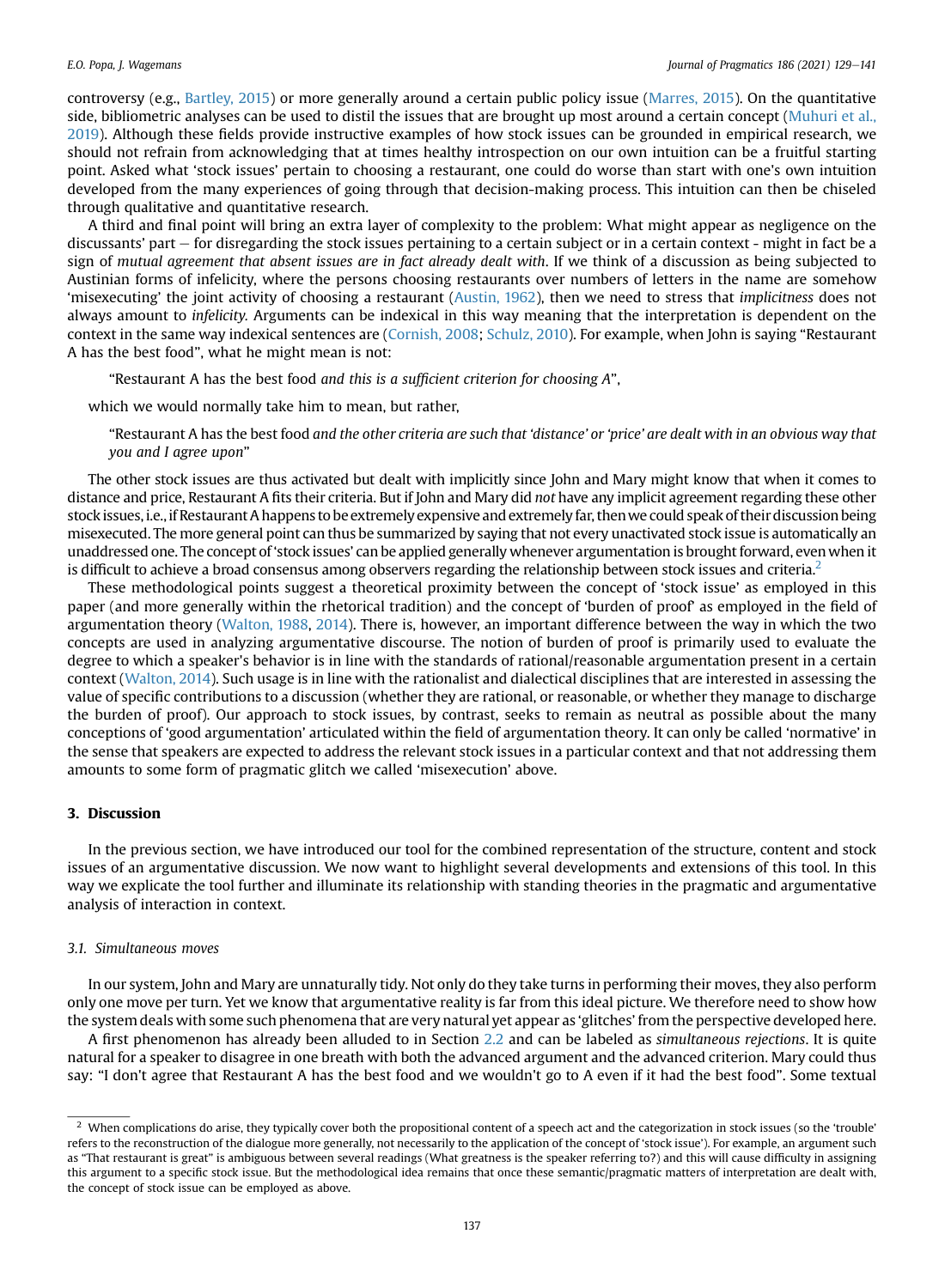controversy (e.g., Bartley, 2015) or more generally around a certain public policy issue (Marres, 2015). On the quantitative side, bibliometric analyses can be used to distil the issues that are brought up most around a certain concept (Muhuri et al., 2019). Although these fields provide instructive examples of how stock issues can be grounded in empirical research, we should not refrain from acknowledging that at times healthy introspection on our own intuition can be a fruitful starting point. Asked what 'stock issues' pertain to choosing a restaurant, one could do worse than start with one's own intuition developed from the many experiences of going through that decision-making process. This intuition can then be chiseled through qualitative and quantitative research.

A third and final point will bring an extra layer of complexity to the problem: What might appear as negligence on the discussants' part – for disregarding the stock issues pertaining to a certain subject or in a certain context - might in fact be a sign of *mutual agreement that absent issues are in fact already dealt with*. If we think of a discussion as being subjected to Austinian forms of infelicity, where the persons choosing restaurants over numbers of letters in the name are somehow 'misexecuting' the joint activity of choosing a restaurant (Austin, 1962), then we need to stress that *implicitness* does not always amount to *infelicity*. Arguments can be indexical in this way meaning that the interpretation is dependent on the context in the same way indexical sentences are (Cornish, 2008; Schulz, 2010). For example, when John is saying "Restaurant A has the best food", what he might mean is not:

> "Restaurant A has the best food *and this is a sufficient criterion for choosing A*",

which we would normally take him to mean, but rather,

> "Restaurant A has the best food *and the other criteria are such that 'distance' or 'price' are dealt with in an obvious way that you and I agree upon*"

The other stock issues are thus activated but dealt with implicitly since John and Mary might know that when it comes to distance and price, Restaurant A fits their criteria. But if John and Mary did *not* have any implicit agreement regarding these other stock issues, i.e., if Restaurant A happens to be extremely expensive and extremely far, then we could speak of their discussion being misexecuted. The more general point can thus be summarized by saying that not every unactivated stock issue is automatically an unaddressed one. The concept of 'stock issues' can be applied generally whenever argumentation is brought forward, even when it is difficult to achieve a broad consensus among observers regarding the relationship between stock issues and criteria.[2]

These methodological points suggest a theoretical proximity between the concept of 'stock issue' as employed in this paper (and more generally within the rhetorical tradition) and the concept of 'burden of proof' as employed in the field of argumentation theory (Walton, 1988, 2014). There is, however, an important difference between the way in which the two concepts are used in analyzing argumentative discourse. The notion of burden of proof is primarily used to evaluate the degree to which a speaker's behavior is in line with the standards of rational/reasonable argumentation present in a certain context (Walton, 2014). Such usage is in line with the rationalist and dialectical disciplines that are interested in assessing the value of specific contributions to a discussion (whether they are rational, or reasonable, or whether they manage to discharge the burden of proof). Our approach to stock issues, by contrast, seeks to remain as neutral as possible about the many conceptions of 'good argumentation' articulated within the field of argumentation theory. It can only be called 'normative' in the sense that speakers are expected to address the relevant stock issues in a particular context and that not addressing them amounts to some form of pragmatic glitch we called 'misexecution' above.

## 3. Discussion

In the previous section, we have introduced our tool for the combined representation of the structure, content and stock issues of an argumentative discussion. We now want to highlight several developments and extensions of this tool. In this way we explicate the tool further and illuminate its relationship with standing theories in the pragmatic and argumentative analysis of interaction in context.

### 3.1. Simultaneous moves

In our system, John and Mary are unnaturally tidy. Not only do they take turns in performing their moves, they also perform only one move per turn. Yet we know that argumentative reality is far from this ideal picture. We therefore need to show how the system deals with some such phenomena that are very natural yet appear as 'glitches' from the perspective developed here.

A first phenomenon has already been alluded to in Section 2.2 and can be labeled as *simultaneous rejections*. It is quite natural for a speaker to disagree in one breath with both the advanced argument and the advanced criterion. Mary could thus say: "I don't agree that Restaurant A has the best food and we wouldn't go to A even if it had the best food". Some textual

[2] When complications do arise, they typically cover both the propositional content of a speech act and the categorization in stock issues (so the 'trouble' refers to the reconstruction of the dialogue more generally, not necessarily to the application of the concept of 'stock issue'). For example, an argument such as "That restaurant is great" is ambiguous between several readings (What greatness is the speaker referring to?) and this will cause difficulty in assigning this argument to a specific stock issue. But the methodological idea remains that once these semantic/pragmatic matters of interpretation are dealt with, the concept of stock issue can be employed as above.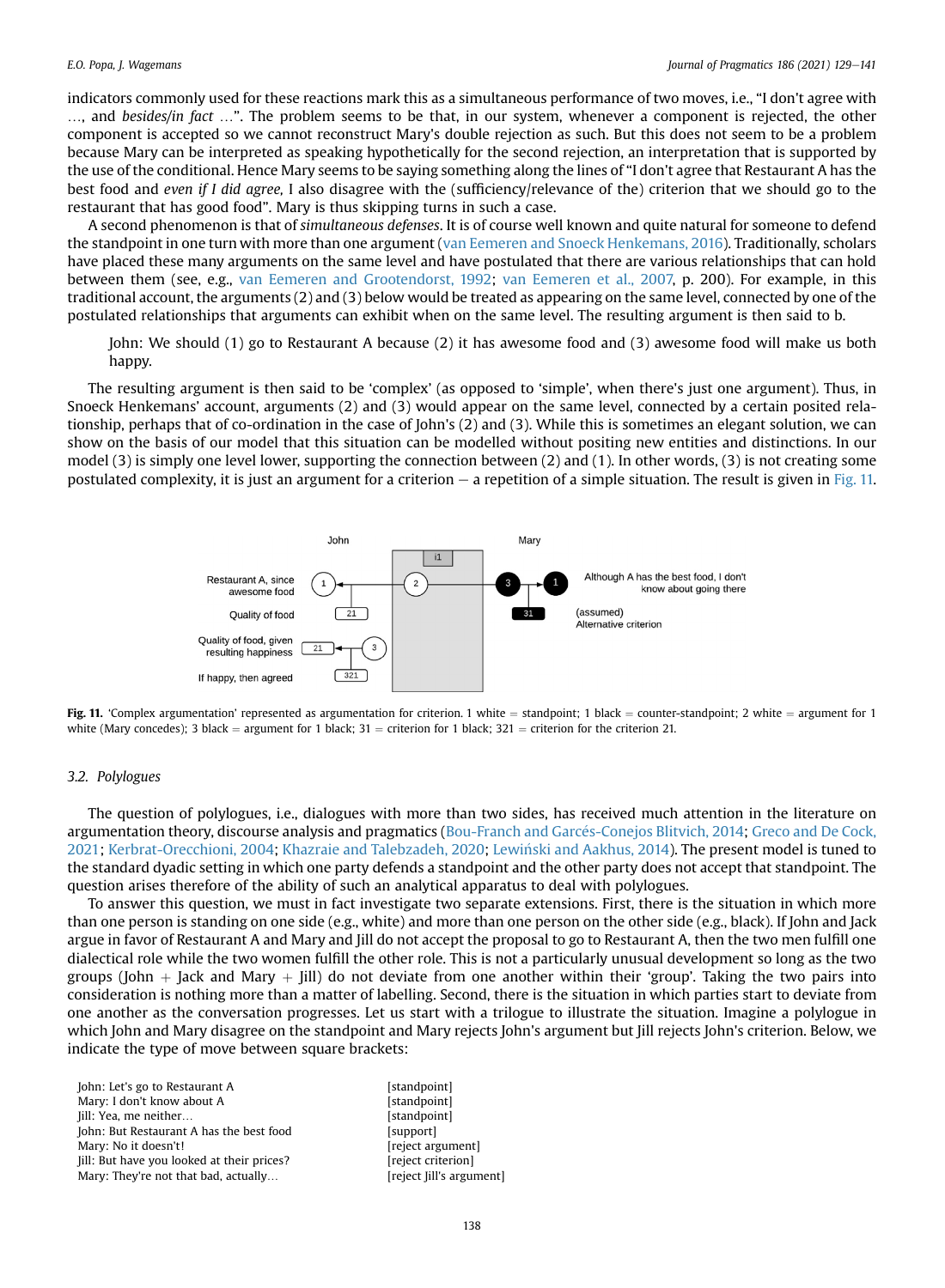indicators commonly used for these reactions mark this as a simultaneous performance of two moves, i.e., "I don't agree with …, and *besides*/*in fact* …". The problem seems to be that, in our system, whenever a component is rejected, the other component is accepted so we cannot reconstruct Mary's double rejection as such. But this does not seem to be a problem because Mary can be interpreted as speaking hypothetically for the second rejection, an interpretation that is supported by the use of the conditional. Hence Mary seems to be saying something along the lines of "I don't agree that Restaurant A has the best food and *even if I did agree,* I also disagree with the (sufficiency/relevance of the) criterion that we should go to the restaurant that has good food". Mary is thus skipping turns in such a case.

A second phenomenon is that of *simultaneous defenses*. It is of course well known and quite natural for someone to defend the standpoint in one turn with more than one argument (van Eemeren and Snoeck Henkemans, 2016). Traditionally, scholars have placed these many arguments on the same level and have postulated that there are various relationships that can hold between them (see, e.g., van Eemeren and Grootendorst, 1992; van Eemeren et al., 2007, p. 200). For example, in this traditional account, the arguments (2) and (3) below would be treated as appearing on the same level, connected by one of the postulated relationships that arguments can exhibit when on the same level. The resulting argument is then said to b.

> John: We should (1) go to Restaurant A because (2) it has awesome food and (3) awesome food will make us both happy.

The resulting argument is then said to be 'complex' (as opposed to 'simple', when there's just one argument). Thus, in Snoeck Henkemans' account, arguments (2) and (3) would appear on the same level, connected by a certain posited relationship, perhaps that of co-ordination in the case of John's (2) and (3). While this is sometimes an elegant solution, we can show on the basis of our model that this situation can be modelled without positing new entities and distinctions. In our model (3) is simply one level lower, supporting the connection between (2) and (1). In other words, (3) is not creating some postulated complexity, it is just an argument for a criterion – a repetition of a simple situation. The result is given in Fig. 11.

**Fig. 11.** 'Complex argumentation' represented as argumentation for criterion. 1 white = standpoint; 1 black = counter-standpoint; 2 white = argument for 1 white (Mary concedes); 3 black = argument for 1 black; 31 = criterion for 1 black; 321 = criterion for the criterion 21.

### 3.2. Polylogues

The question of polylogues, i.e., dialogues with more than two sides, has received much attention in the literature on argumentation theory, discourse analysis and pragmatics (Bou-Franch and Garcés-Conejos Blitvich, 2014; Greco and De Cock, 2021; Kerbrat-Orecchioni, 2004; Khazraie and Talebzadeh, 2020; Lewiński and Aakhus, 2014). The present model is tuned to the standard dyadic setting in which one party defends a standpoint and the other party does not accept that standpoint. The question arises therefore of the ability of such an analytical apparatus to deal with polylogues.

To answer this question, we must in fact investigate two separate extensions. First, there is the situation in which more than one person is standing on one side (e.g., white) and more than one person on the other side (e.g., black). If John and Jack argue in favor of Restaurant A and Mary and Jill do not accept the proposal to go to Restaurant A, then the two men fulfill one dialectical role while the two women fulfill the other role. This is not a particularly unusual development so long as the two groups (John + Jack and Mary + Jill) do not deviate from one another within their 'group'. Taking the two pairs into consideration is nothing more than a matter of labelling. Second, there is the situation in which parties start to deviate from one another as the conversation progresses. Let us start with a trilogue to illustrate the situation. Imagine a polylogue in which John and Mary disagree on the standpoint and Mary rejects John's argument but Jill rejects John's criterion. Below, we indicate the type of move between square brackets:

| | |
|---|---|
| John: Let's go to Restaurant A | [standpoint] |
| Mary: I don't know about A | [standpoint] |
| Jill: Yea, me neither… | [standpoint] |
| John: But Restaurant A has the best food | [support] |
| Mary: No it doesn't! | [reject argument] |
| Jill: But have you looked at their prices? | [reject criterion] |
| Mary: They're not that bad, actually… | [reject Jill's argument] |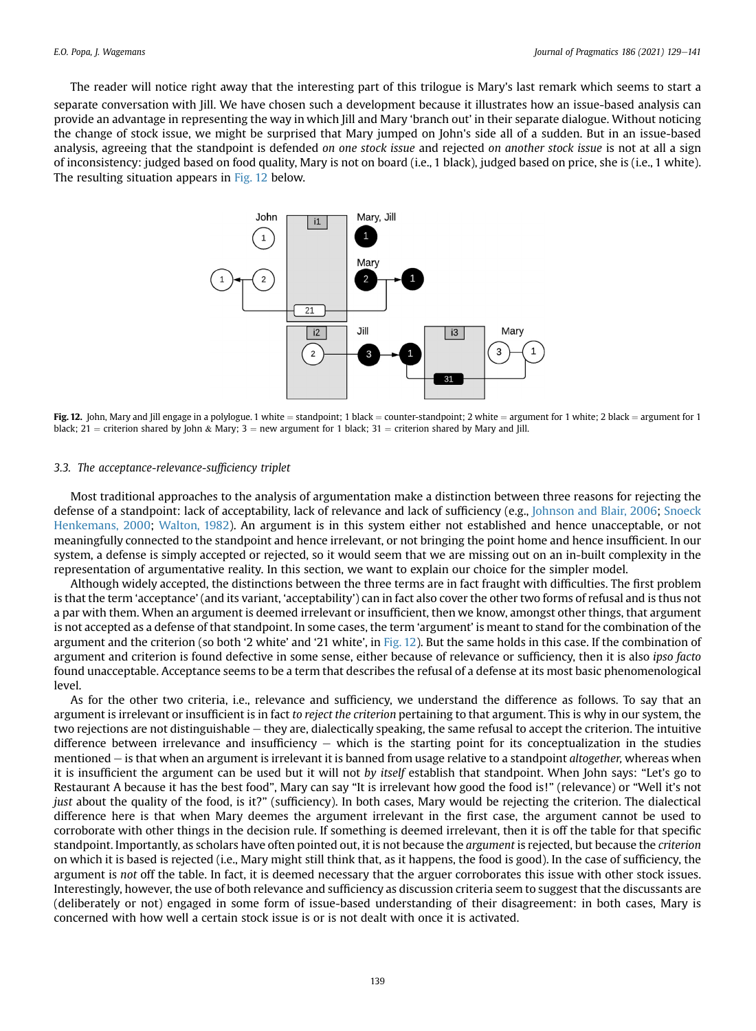The reader will notice right away that the interesting part of this trilogue is Mary's last remark which seems to start a separate conversation with Jill. We have chosen such a development because it illustrates how an issue-based analysis can provide an advantage in representing the way in which Jill and Mary 'branch out' in their separate dialogue. Without noticing the change of stock issue, we might be surprised that Mary jumped on John's side all of a sudden. But in an issue-based analysis, agreeing that the standpoint is defended *on one stock issue* and rejected *on another stock issue* is not at all a sign of inconsistency: judged based on food quality, Mary is not on board (i.e., 1 black), judged based on price, she is (i.e., 1 white). The resulting situation appears in Fig. 12 below.

**Fig. 12.** John, Mary and Jill engage in a polylogue. 1 white = standpoint; 1 black = counter-standpoint; 2 white = argument for 1 white; 2 black = argument for 1 black; 21 = criterion shared by John & Mary; 3 = new argument for 1 black; 31 = criterion shared by Mary and Jill.

### 3.3. The acceptance-relevance-sufficiency triplet

Most traditional approaches to the analysis of argumentation make a distinction between three reasons for rejecting the defense of a standpoint: lack of acceptability, lack of relevance and lack of sufficiency (e.g., Johnson and Blair, 2006; Snoeck Henkemans, 2000; Walton, 1982). An argument is in this system either not established and hence unacceptable, or not meaningfully connected to the standpoint and hence irrelevant, or not bringing the point home and hence insufficient. In our system, a defense is simply accepted or rejected, so it would seem that we are missing out on an in-built complexity in the representation of argumentative reality. In this section, we want to explain our choice for the simpler model.

Although widely accepted, the distinctions between the three terms are in fact fraught with difficulties. The first problem is that the term 'acceptance' (and its variant, 'acceptability') can in fact also cover the other two forms of refusal and is thus not a par with them. When an argument is deemed irrelevant or insufficient, then we know, amongst other things, that argument is not accepted as a defense of that standpoint. In some cases, the term 'argument' is meant to stand for the combination of the argument and the criterion (so both '2 white' and '21 white', in Fig. 12). But the same holds in this case. If the combination of argument and criterion is found defective in some sense, either because of relevance or sufficiency, then it is also *ipso facto* found unacceptable. Acceptance seems to be a term that describes the refusal of a defense at its most basic phenomenological level.

As for the other two criteria, i.e., relevance and sufficiency, we understand the difference as follows. To say that an argument is irrelevant or insufficient is in fact *to reject the criterion* pertaining to that argument. This is why in our system, the two rejections are not distinguishable – they are, dialectically speaking, the same refusal to accept the criterion. The intuitive difference between irrelevance and insufficiency – which is the starting point for its conceptualization in the studies mentioned – is that when an argument is irrelevant it is banned from usage relative to a standpoint *altogether,* whereas when it is insufficient the argument can be used but it will not *by itself* establish that standpoint. When John says: "Let's go to Restaurant A because it has the best food", Mary can say "It is irrelevant how good the food is!" (relevance) or "Well it's not *just* about the quality of the food, is it?" (sufficiency). In both cases, Mary would be rejecting the criterion. The dialectical difference here is that when Mary deemes the argument irrelevant in the first case, the argument cannot be used to corroborate with other things in the decision rule. If something is deemed irrelevant, then it is off the table for that specific standpoint. Importantly, as scholars have often pointed out, it is not because the *argument* is rejected, but because the *criterion* on which it is based is rejected (i.e., Mary might still think that, as it happens, the food is good). In the case of sufficiency, the argument is *not* off the table. In fact, it is deemed necessary that the arguer corroborates this issue with other stock issues. Interestingly, however, the use of both relevance and sufficiency as discussion criteria seem to suggest that the discussants are (deliberately or not) engaged in some form of issue-based understanding of their disagreement: in both cases, Mary is concerned with how well a certain stock issue is or is not dealt with once it is activated.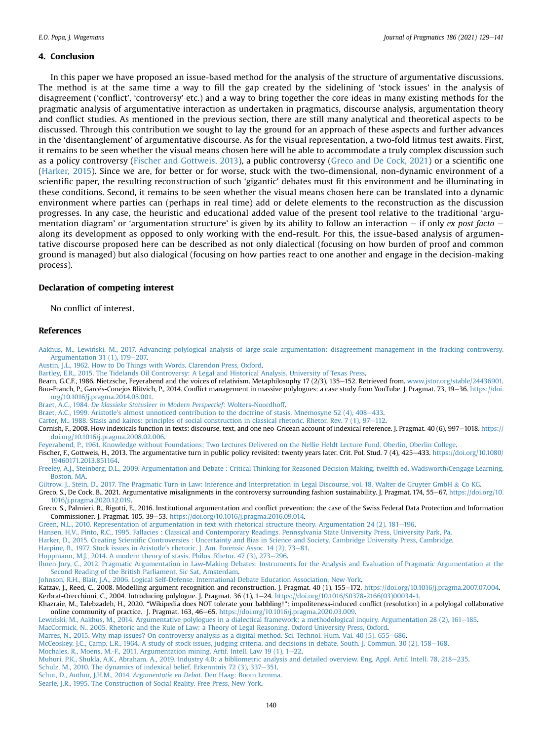## 4. Conclusion

In this paper we have proposed an issue-based method for the analysis of the structure of argumentative discussions. The method is at the same time a way to fill the gap created by the sidelining of 'stock issues' in the analysis of disagreement ('conflict', 'controversy' etc.) and a way to bring together the core ideas in many existing methods for the pragmatic analysis of argumentative interaction as undertaken in pragmatics, discourse analysis, argumentation theory and conflict studies. As mentioned in the previous section, there are still many analytical and theoretical aspects to be discussed. Through this contribution we sought to lay the ground for an approach of these aspects and further advances in the 'disentanglement' of argumentative discourse. As for the visual representation, a two-fold litmus test awaits. First, it remains to be seen whether the visual means chosen here will be able to accommodate a truly complex discussion such as a policy controversy (Fischer and Gottweis, 2013), a public controversy (Greco and De Cock, 2021) or a scientific one (Harker, 2015). Since we are, for better or for worse, stuck with the two-dimensional, non-dynamic environment of a scientific paper, the resulting reconstruction of such 'gigantic' debates must fit this environment and be illuminating in these conditions. Second, it remains to be seen whether the visual means chosen here can be translated into a dynamic environment where parties can (perhaps in real time) add or delete elements to the reconstruction as the discussion progresses. In any case, the heuristic and educational added value of the present tool relative to the traditional 'argumentation diagram' or 'argumentation structure' is given by its ability to follow an interaction — if only *ex post facto* — along its development as opposed to only working with the end-result. For this, the issue-based analysis of argumentative discourse proposed here can be described as not only dialectical (focusing on how burden of proof and common ground is managed) but also dialogical (focusing on how parties react to one another and engage in the decision-making process).

## Declaration of competing interest

No conflict of interest.

## References

Aakhus, M., Lewiński, M., 2017. Advancing polylogical analysis of large-scale argumentation: disagreement management in the fracking controversy. Argumentation 31 (1), 179–207.

Austin, J.L., 1962. How to Do Things with Words. Clarendon Press, Oxford.

Bartley, E.R., 2015. The Tidelands Oil Controversy: A Legal and Historical Analysis. University of Texas Press.

Bearn, G.C.F., 1986. Nietzsche, Feyerabend and the voices of relativism. Metaphilosophy 17 (2/3), 135–152. Retrieved from. www.jstor.org/stable/24436901.

Bou-Franch, P., Garcés-Conejos Blitvich, P., 2014. Conflict management in massive polylogues: a case study from YouTube. J. Pragmat. 73, 19–36. https://doi.org/10.1016/j.pragma.2014.05.001.

Braet, A.C., 1984. *De klassieke Statusleer in Modern Perspectief*: Wolters-Noordhoff.

Braet, A.C., 1999. Aristotle's almost unnoticed contribution to the doctrine of stasis. Mnemosyne 52 (4), 408–433.

Carter, M., 1988. Stasis and kairos: principles of social construction in classical rhetoric. Rhetor. Rev. 7 (1), 97–112.

Cornish, F., 2008. How indexicals function in texts: discourse, text, and one neo-Gricean account of indexical reference. J. Pragmat. 40 (6), 997–1018. https://doi.org/10.1016/j.pragma.2008.02.006.

Feyerabend, P., 1961. Knowledge without Foundations; Two Lectures Delivered on the Nellie Heldt Lecture Fund. Oberlin, Oberlin College.

Fischer, F., Gottweis, H., 2013. The argumentative turn in public policy revisited: twenty years later. Crit. Pol. Stud. 7 (4), 425–433. https://doi.org/10.1080/19460171.2013.851164.

Freeley, A.J., Steinberg, D.L., 2009. Argumentation and Debate : Critical Thinking for Reasoned Decision Making, twelfth ed. Wadsworth/Cengage Learning, Boston, MA.

Giltrow, J., Stein, D., 2017. The Pragmatic Turn in Law: Inference and Interpretation in Legal Discourse, vol. 18. Walter de Gruyter GmbH & Co KG.

Greco, S., De Cock, B., 2021. Argumentative misalignments in the controversy surrounding fashion sustainability. J. Pragmat. 174, 55–67. https://doi.org/10.1016/j.pragma.2020.12.019.

Greco, S., Palmieri, R., Rigotti, E., 2016. Institutional argumentation and conflict prevention: the case of the Swiss Federal Data Protection and Information Commissioner. J. Pragmat. 105, 39–53. https://doi.org/10.1016/j.pragma.2016.09.014.

Green, N.L., 2010. Representation of argumentation in text with rhetorical structure theory. Argumentation 24 (2), 181–196.

Hansen, H.V., Pinto, R.C., 1995. Fallacies : Classical and Contemporary Readings. Pennsylvania State University Press, University Park, Pa.

Harker, D., 2015. Creating Scientific Controversies : Uncertainty and Bias in Science and Society. Cambridge University Press, Cambridge.

Harpine, B., 1977. Stock issues in Aristotle's rhetoric. J. Am. Forensic Assoc. 14 (2), 73–81.

Hoppmann, M.J., 2014. A modern theory of stasis. Philos. Rhetor. 47 (3), 273–296.

Ihnen Jory, C., 2012. Pragmatic Argumentation in Law-Making Debates: Instruments for the Analysis and Evaluation of Pragmatic Argumentation at the Second Reading of the British Parliament. Sic Sat, Amsterdam.

Johnson, R.H., Blair, J.A., 2006. Logical Self-Defense. International Debate Education Association, New York.

Katzav, J., Reed, C., 2008. Modelling argument recognition and reconstruction. J. Pragmat. 40 (1), 155–172. https://doi.org/10.1016/j.pragma.2007.07.004.

Kerbrat-Orecchioni, C., 2004. Introducing polylogue. J. Pragmat. 36 (1), 1–24. https://doi.org/10.1016/S0378-2166(03)00034-1.

Khazraie, M., Talebzadeh, H., 2020. "Wikipedia does NOT tolerate your babbling!": impoliteness-induced conflict (resolution) in a polylogal collaborative online community of practice. J. Pragmat. 163, 46–65. https://doi.org/10.1016/j.pragma.2020.03.009.

Lewiński, M., Aakhus, M., 2014. Argumentative polylogues in a dialectical framework: a methodological inquiry. Argumentation 28 (2), 161–185.

MacCormick, N., 2005. Rhetoric and the Rule of Law: a Theory of Legal Reasoning. Oxford University Press, Oxford.

Marres, N., 2015. Why map issues? On controversy analysis as a digital method. Sci. Technol. Hum. Val. 40 (5), 655–686.

McCeoskey, J.C., Camp, L.R., 1964. A study of stock issues, judging criteria, and decisions in debate. South. J. Commun. 30 (2), 158–168.

Mochales, R., Moens, M.-F., 2011. Argumentation mining. Artif. Intell. Law 19 (1), 1–22.

Muhuri, P.K., Shukla, A.K., Abraham, A., 2019. Industry 4.0: a bibliometric analysis and detailed overview. Eng. Appl. Artif. Intell. 78, 218–235.

Schulz, M., 2010. The dynamics of indexical belief. Erkenntnis 72 (3), 337–351.

Schut, D., Author, J.H.M., 2014. *Argumentatie en Debat*. Den Haag: Boom Lemma.

Searle, J.R., 1995. The Construction of Social Reality. Free Press, New York.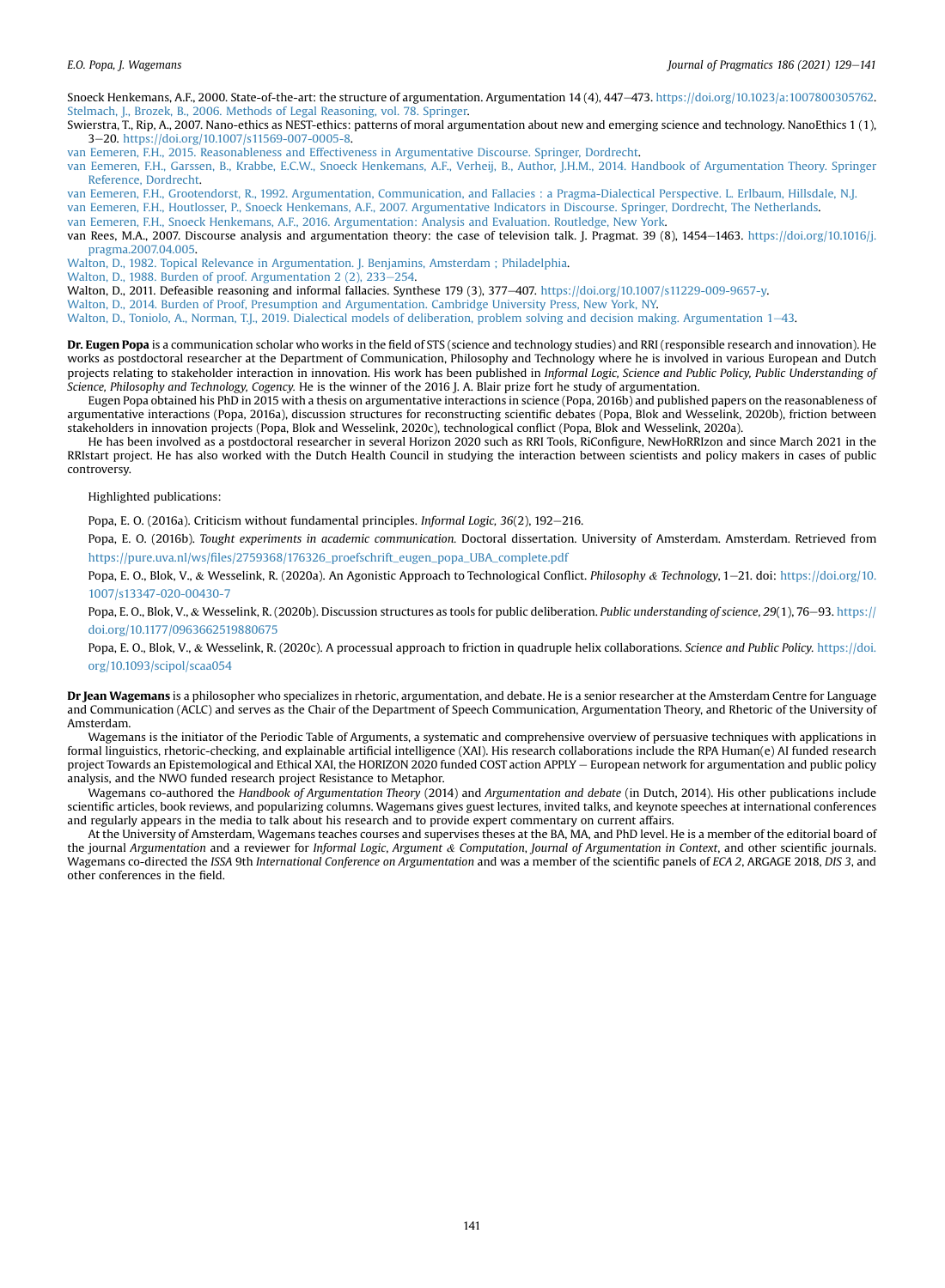Snoeck Henkemans, A.F., 2000. State-of-the-art: the structure of argumentation. Argumentation 14 (4), 447–473. https://doi.org/10.1023/a:1007800305762.

Stelmach, J., Brozek, B., 2006. Methods of Legal Reasoning, vol. 78. Springer.

Swierstra, T., Rip, A., 2007. Nano-ethics as NEST-ethics: patterns of moral argumentation about new and emerging science and technology. NanoEthics 1 (1), 3–20. https://doi.org/10.1007/s11569-007-0005-8.

van Eemeren, F.H., 2015. Reasonableness and Effectiveness in Argumentative Discourse. Springer, Dordrecht.

van Eemeren, F.H., Garssen, B., Krabbe, E.C.W., Snoeck Henkemans, A.F., Verheij, B., Author, J.H.M., 2014. Handbook of Argumentation Theory. Springer Reference, Dordrecht.

van Eemeren, F.H., Grootendorst, R., 1992. Argumentation, Communication, and Fallacies : a Pragma-Dialectical Perspective. L. Erlbaum, Hillsdale, N.J.

van Eemeren, F.H., Houtlosser, P., Snoeck Henkemans, A.F., 2007. Argumentative Indicators in Discourse. Springer, Dordrecht, The Netherlands.

van Eemeren, F.H., Snoeck Henkemans, A.F., 2016. Argumentation: Analysis and Evaluation. Routledge, New York.

van Rees, M.A., 2007. Discourse analysis and argumentation theory: the case of television talk. J. Pragmat. 39 (8), 1454–1463. https://doi.org/10.1016/j.pragma.2007.04.005.

Walton, D., 1982. Topical Relevance in Argumentation. J. Benjamins, Amsterdam ; Philadelphia.

Walton, D., 1988. Burden of proof. Argumentation 2 (2), 233–254.

Walton, D., 2011. Defeasible reasoning and informal fallacies. Synthese 179 (3), 377–407. https://doi.org/10.1007/s11229-009-9657-y.

Walton, D., 2014. Burden of Proof, Presumption and Argumentation. Cambridge University Press, New York, NY.

Walton, D., Toniolo, A., Norman, T.J., 2019. Dialectical models of deliberation, problem solving and decision making. Argumentation 1–43.

**Dr. Eugen Popa** is a communication scholar who works in the field of STS (science and technology studies) and RRI (responsible research and innovation). He works as postdoctoral researcher at the Department of Communication, Philosophy and Technology where he is involved in various European and Dutch projects relating to stakeholder interaction in innovation. His work has been published in *Informal Logic, Science and Public Policy, Public Understanding of Science, Philosophy and Technology, Cogency.* He is the winner of the 2016 J. A. Blair prize fort he study of argumentation.

Eugen Popa obtained his PhD in 2015 with a thesis on argumentative interactions in science (Popa, 2016b) and published papers on the reasonableness of argumentative interactions (Popa, 2016a), discussion structures for reconstructing scientific debates (Popa, Blok and Wesselink, 2020b), friction between stakeholders in innovation projects (Popa, Blok and Wesselink, 2020c), technological conflict (Popa, Blok and Wesselink, 2020a).

He has been involved as a postdoctoral researcher in several Horizon 2020 such as RRI Tools, RiConfigure, NewHoRRIzon and since March 2021 in the RRIstart project. He has also worked with the Dutch Health Council in studying the interaction between scientists and policy makers in cases of public controversy.

Highlighted publications:

Popa, E. O. (2016a). Criticism without fundamental principles. *Informal Logic, 36*(2), 192–216.

Popa, E. O. (2016b). *Tought experiments in academic communication.* Doctoral dissertation. University of Amsterdam. Amsterdam. Retrieved from https://pure.uva.nl/ws/files/2759368/176326_proefschrift_eugen_popa_UBA_complete.pdf

Popa, E. O., Blok, V., & Wesselink, R. (2020a). An Agonistic Approach to Technological Conflict. *Philosophy & Technology*, 1–21. doi: https://doi.org/10.1007/s13347-020-00430-7

Popa, E. O., Blok, V., & Wesselink, R. (2020b). Discussion structures as tools for public deliberation. *Public understanding of science, 29*(1), 76–93. https://doi.org/10.1177/0963662519880675

Popa, E. O., Blok, V., & Wesselink, R. (2020c). A processual approach to friction in quadruple helix collaborations. *Science and Public Policy.* https://doi.org/10.1093/scipol/scaa054

**Dr Jean Wagemans** is a philosopher who specializes in rhetoric, argumentation, and debate. He is a senior researcher at the Amsterdam Centre for Language and Communication (ACLC) and serves as the Chair of the Department of Speech Communication, Argumentation Theory, and Rhetoric of the University of Amsterdam.

Wagemans is the initiator of the Periodic Table of Arguments, a systematic and comprehensive overview of persuasive techniques with applications in formal linguistics, rhetoric-checking, and explainable artificial intelligence (XAI). His research collaborations include the RPA Human(e) AI funded research project Towards an Epistemological and Ethical XAI, the HORIZON 2020 funded COST action APPLY – European network for argumentation and public policy analysis, and the NWO funded research project Resistance to Metaphor.

Wagemans co-authored the *Handbook of Argumentation Theory* (2014) and *Argumentation and debate* (in Dutch, 2014). His other publications include scientific articles, book reviews, and popularizing columns. Wagemans gives guest lectures, invited talks, and keynote speeches at international conferences and regularly appears in the media to talk about his research and to provide expert commentary on current affairs.

At the University of Amsterdam, Wagemans teaches courses and supervises theses at the BA, MA, and PhD level. He is a member of the editorial board of the journal *Argumentation* and a reviewer for *Informal Logic*, *Argument & Computation*, *Journal of Argumentation in Context*, and other scientific journals. Wagemans co-directed the *ISSA* 9th *International Conference on Argumentation* and was a member of the scientific panels of *ECA 2*, ARGAGE 2018, *DIS 3*, and other conferences in the field.